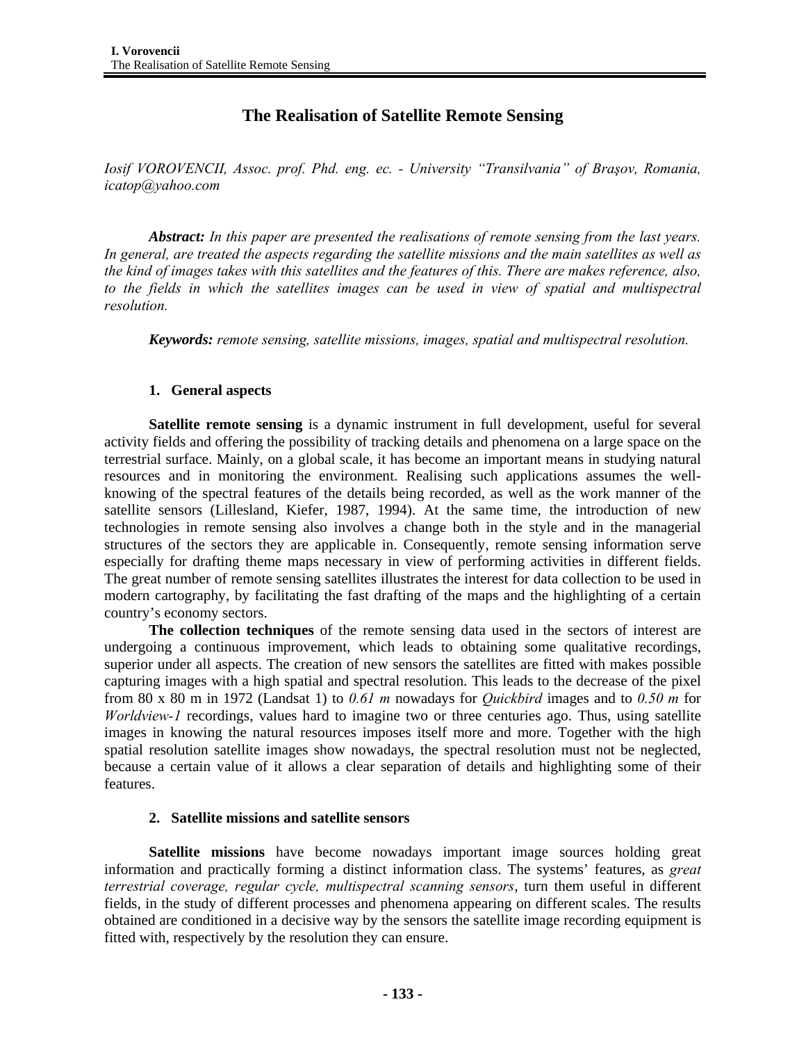# The Realisation of Satellite Remote Sensing

*Iosif VOROVENCII, Assoc. prof. Phd. eng. ec. - University "Transilvania" of Braşov, Romania, icatop@yahoo.com*

***Abstract:*** *In this paper are presented the realisations of remote sensing from the last years. In general, are treated the aspects regarding the satellite missions and the main satellites as well as the kind of images takes with this satellites and the features of this. There are makes reference, also, to the fields in which the satellites images can be used in view of spatial and multispectral resolution.*

***Keywords:*** *remote sensing, satellite missions, images, spatial and multispectral resolution.*

## 1. General aspects

**Satellite remote sensing** is a dynamic instrument in full development, useful for several activity fields and offering the possibility of tracking details and phenomena on a large space on the terrestrial surface. Mainly, on a global scale, it has become an important means in studying natural resources and in monitoring the environment. Realising such applications assumes the well-knowing of the spectral features of the details being recorded, as well as the work manner of the satellite sensors (Lillesland, Kiefer, 1987, 1994). At the same time, the introduction of new technologies in remote sensing also involves a change both in the style and in the managerial structures of the sectors they are applicable in. Consequently, remote sensing information serve especially for drafting theme maps necessary in view of performing activities in different fields. The great number of remote sensing satellites illustrates the interest for data collection to be used in modern cartography, by facilitating the fast drafting of the maps and the highlighting of a certain country's economy sectors.

**The collection techniques** of the remote sensing data used in the sectors of interest are undergoing a continuous improvement, which leads to obtaining some qualitative recordings, superior under all aspects. The creation of new sensors the satellites are fitted with makes possible capturing images with a high spatial and spectral resolution. This leads to the decrease of the pixel from 80 x 80 m in 1972 (Landsat 1) to *0.61 m* nowadays for *Quickbird* images and to *0.50 m* for *Worldview-1* recordings, values hard to imagine two or three centuries ago. Thus, using satellite images in knowing the natural resources imposes itself more and more. Together with the high spatial resolution satellite images show nowadays, the spectral resolution must not be neglected, because a certain value of it allows a clear separation of details and highlighting some of their features.

## 2. Satellite missions and satellite sensors

**Satellite missions** have become nowadays important image sources holding great information and practically forming a distinct information class. The systems' features, as *great terrestrial coverage, regular cycle, multispectral scanning sensors*, turn them useful in different fields, in the study of different processes and phenomena appearing on different scales. The results obtained are conditioned in a decisive way by the sensors the satellite image recording equipment is fitted with, respectively by the resolution they can ensure.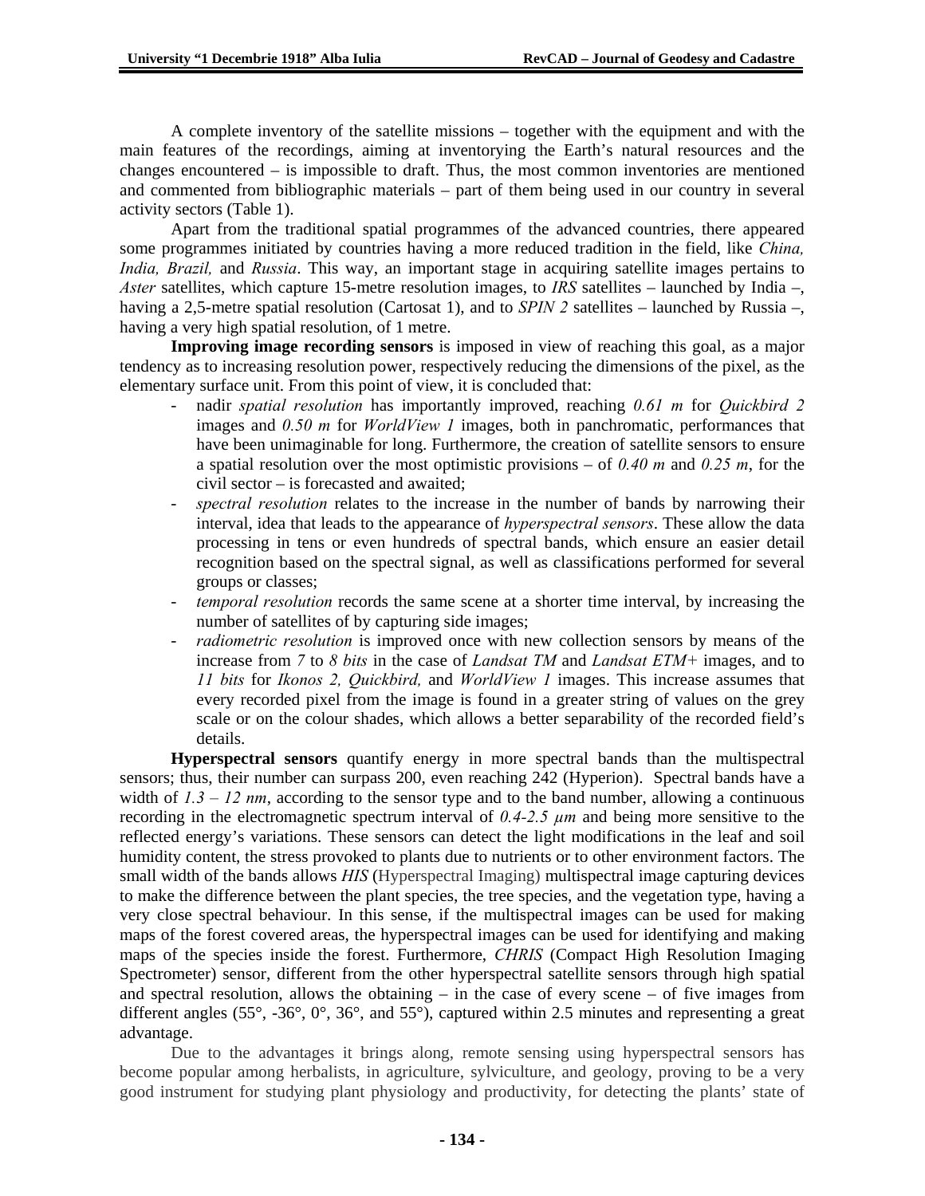A complete inventory of the satellite missions – together with the equipment and with the main features of the recordings, aiming at inventorying the Earth's natural resources and the changes encountered – is impossible to draft. Thus, the most common inventories are mentioned and commented from bibliographic materials – part of them being used in our country in several activity sectors (Table 1).

Apart from the traditional spatial programmes of the advanced countries, there appeared some programmes initiated by countries having a more reduced tradition in the field, like *China, India, Brazil,* and *Russia*. This way, an important stage in acquiring satellite images pertains to *Aster* satellites, which capture 15-metre resolution images, to *IRS* satellites – launched by India –, having a 2,5-metre spatial resolution (Cartosat 1), and to *SPIN 2* satellites – launched by Russia –, having a very high spatial resolution, of 1 metre.

**Improving image recording sensors** is imposed in view of reaching this goal, as a major tendency as to increasing resolution power, respectively reducing the dimensions of the pixel, as the elementary surface unit. From this point of view, it is concluded that:

- nadir *spatial resolution* has importantly improved, reaching *0.61 m* for *Quickbird 2* images and *0.50 m* for *WorldView 1* images, both in panchromatic, performances that have been unimaginable for long. Furthermore, the creation of satellite sensors to ensure a spatial resolution over the most optimistic provisions – of *0.40 m* and *0.25 m*, for the civil sector – is forecasted and awaited;
- *spectral resolution* relates to the increase in the number of bands by narrowing their interval, idea that leads to the appearance of *hyperspectral sensors*. These allow the data processing in tens or even hundreds of spectral bands, which ensure an easier detail recognition based on the spectral signal, as well as classifications performed for several groups or classes;
- *temporal resolution* records the same scene at a shorter time interval, by increasing the number of satellites of by capturing side images;
- *radiometric resolution* is improved once with new collection sensors by means of the increase from *7* to *8 bits* in the case of *Landsat TM* and *Landsat ETM+* images, and to *11 bits* for *Ikonos 2, Quickbird,* and *WorldView 1* images. This increase assumes that every recorded pixel from the image is found in a greater string of values on the grey scale or on the colour shades, which allows a better separability of the recorded field's details.

**Hyperspectral sensors** quantify energy in more spectral bands than the multispectral sensors; thus, their number can surpass 200, even reaching 242 (Hyperion). Spectral bands have a width of *1.3 – 12 nm*, according to the sensor type and to the band number, allowing a continuous recording in the electromagnetic spectrum interval of *0.4-2.5 µm* and being more sensitive to the reflected energy's variations. These sensors can detect the light modifications in the leaf and soil humidity content, the stress provoked to plants due to nutrients or to other environment factors. The small width of the bands allows *HIS* (Hyperspectral Imaging) multispectral image capturing devices to make the difference between the plant species, the tree species, and the vegetation type, having a very close spectral behaviour. In this sense, if the multispectral images can be used for making maps of the forest covered areas, the hyperspectral images can be used for identifying and making maps of the species inside the forest. Furthermore, *CHRIS* (Compact High Resolution Imaging Spectrometer) sensor, different from the other hyperspectral satellite sensors through high spatial and spectral resolution, allows the obtaining – in the case of every scene – of five images from different angles (55°, -36°, 0°, 36°, and 55°), captured within 2.5 minutes and representing a great advantage.

Due to the advantages it brings along, remote sensing using hyperspectral sensors has become popular among herbalists, in agriculture, sylviculture, and geology, proving to be a very good instrument for studying plant physiology and productivity, for detecting the plants' state of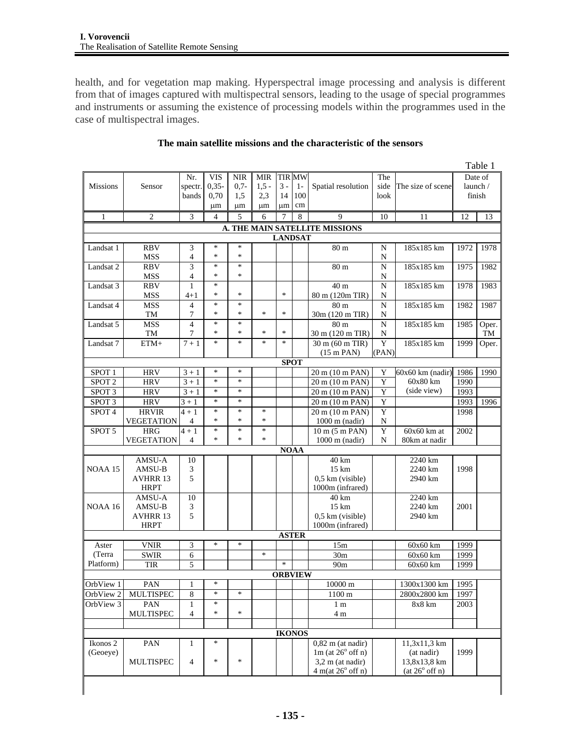health, and for vegetation map making. Hyperspectral image processing and analysis is different from that of images captured with multispectral sensors, leading to the usage of special programmes and instruments or assuming the existence of processing models within the programmes used in the case of multispectral images.

**The main satellite missions and the characteristic of the sensors**

Table 1

| Missions | Sensor | Nr. spectr. bands | VIS 0,35-0,70 μm | NIR 0,7-1,5 μm | MIR 1,5 - 2,3 μm | TIR 3 - 14 μm | MW 1-100 cm | Spatial resolution | The side look | The size of scene | Date of launch / finish | |
|---|---|---|---|---|---|---|---|---|---|---|---|---|
| 1 | 2 | 3 | 4 | 5 | 6 | 7 | 8 | 9 | 10 | 11 | 12 | 13 |
| **A. THE MAIN SATELLITE MISSIONS** | | | | | | | | | | | | |
| **LANDSAT** | | | | | | | | | | | | |
| Landsat 1 | RBV<br>MSS | 3<br>4 | *<br>* | *<br>* | | | | 80 m | N<br>N | 185x185 km | 1972 | 1978 |
| Landsat 2 | RBV<br>MSS | 3<br>4 | *<br>* | *<br>* | | | | 80 m | N<br>N | 185x185 km | 1975 | 1982 |
| Landsat 3 | RBV<br>MSS | 1<br>4+1 | *<br>* | <br>* | | <br>* | | 40 m<br>80 m (120m TIR) | N<br>N | 185x185 km | 1978 | 1983 |
| Landsat 4 | MSS<br>TM | 4<br>7 | *<br>* | *<br>* | <br>* | <br>* | | 80 m<br>30m (120 m TIR) | N<br>N | 185x185 km | 1982 | 1987 |
| Landsat 5 | MSS<br>TM | 4<br>7 | *<br>* | *<br>* | <br>* | <br>* | | 80 m<br>30 m (120 m TIR) | N<br>N | 185x185 km | 1985 | Oper. TM |
| Landsat 7 | ETM+ | 7 + 1 | * | * | * | * | | 30 m (60 m TIR)<br>(15 m PAN) | Y<br>(PAN) | 185x185 km | 1999 | Oper. |
| **SPOT** | | | | | | | | | | | | |
| SPOT 1 | HRV | 3 + 1 | * | * | | | | 20 m (10 m PAN) | Y | 60x60 km (nadir) | 1986 | 1990 |
| SPOT 2 | HRV | 3 + 1 | * | * | | | | 20 m (10 m PAN) | Y | 60x80 km | 1990 | |
| SPOT 3 | HRV | 3 + 1 | * | * | | | | 20 m (10 m PAN) | Y | (side view) | 1993 | |
| SPOT 3 | HRV | 3 + 1 | * | * | | | | 20 m (10 m PAN) | Y | | 1993 | 1996 |
| SPOT 4 | HRVIR<br>VEGETATION | 4 + 1<br>4 | *<br>* | *<br>* | *<br>* | | | 20 m (10 m PAN)<br>1000 m (nadir) | Y<br>N | | 1998 | |
| SPOT 5 | HRG<br>VEGETATION | 4 + 1<br>4 | *<br>* | *<br>* | *<br>* | | | 10 m (5 m PAN)<br>1000 m (nadir) | Y<br>N | 60x60 km at 80km at nadir | 2002 | |
| **NOAA** | | | | | | | | | | | | |
| NOAA 15 | AMSU-A<br>AMSU-B<br>AVHRR 13<br>HRPT | 10<br>3<br>5 | | | | | | 40 km<br>15 km<br>0,5 km (visible)<br>1000m (infrared) | | 2240 km<br>2240 km<br>2940 km | 1998 | |
| NOAA 16 | AMSU-A<br>AMSU-B<br>AVHRR 13<br>HRPT | 10<br>3<br>5 | | | | | | 40 km<br>15 km<br>0,5 km (visible)<br>1000m (infrared) | | 2240 km<br>2240 km<br>2940 km | 2001 | |
| **ASTER** | | | | | | | | | | | | |
| Aster (Terra Platform) | VNIR | 3 | * | * | | | | 15m | | 60x60 km | 1999 | |
| | SWIR | 6 | | | * | | | 30m | | 60x60 km | 1999 | |
| | TIR | 5 | | | | * | | 90m | | 60x60 km | 1999 | |
| **ORBVIEW** | | | | | | | | | | | | |
| OrbView 1 | PAN | 1 | * | | | | | 10000 m | | 1300x1300 km | 1995 | |
| OrbView 2 | MULTISPEC | 8 | * | * | | | | 1100 m | | 2800x2800 km | 1997 | |
| OrbView 3 | PAN<br>MULTISPEC | 1<br>4 | *<br>* | <br>* | | | | 1 m<br>4 m | | 8x8 km | 2003 | |
| | | | | | | | | | | | | |
| **IKONOS** | | | | | | | | | | | | |
| Ikonos 2 (Geoeye) | PAN<br><br>MULTISPEC | 1<br><br>4 | *<br><br>* | <br><br>* | | | | 0,82 m (at nadir)<br>1m (at 26° off n)<br>3,2 m (at nadir)<br>4 m(at 26° off n) | | 11,3x11,3 km (at nadir)<br>13,8x13,8 km (at 26° off n) | 1999 | |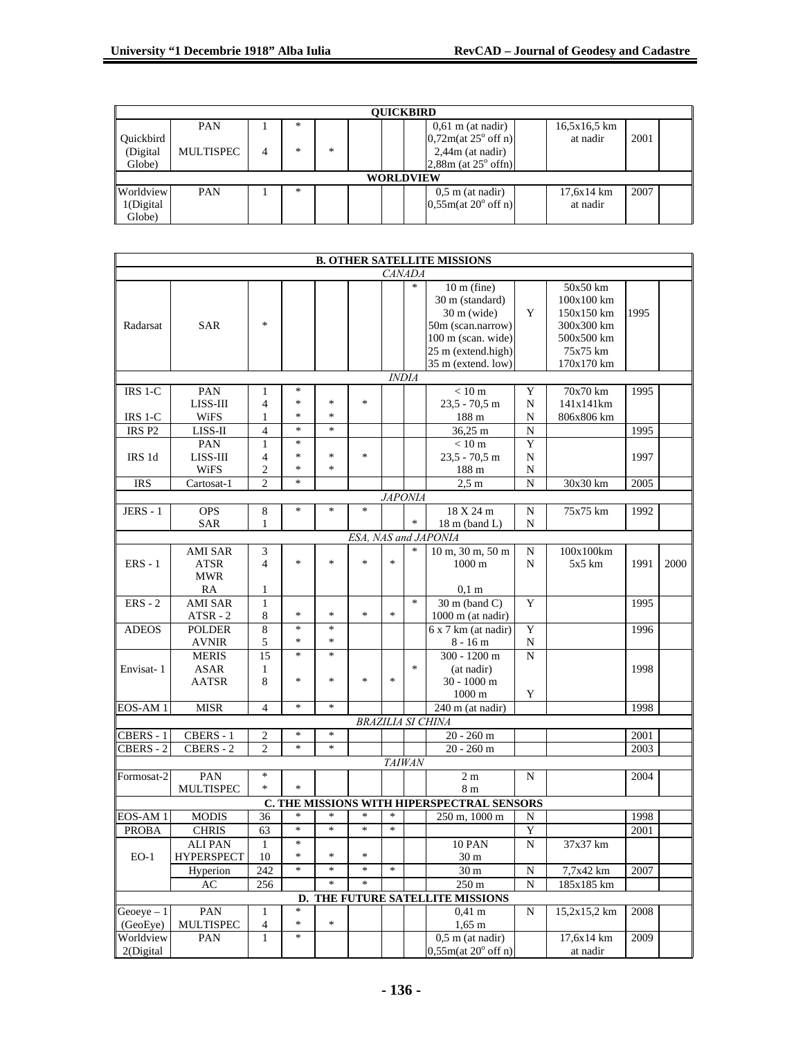| | | | | | | | | | | | | |
|---|---|---|---|---|---|---|---|---|---|---|---|---|
| **QUICKBIRD** | | | | | | | | | | | | |
| Quickbird (Digital Globe) | PAN | 1 | * | | | | | 0,61 m (at nadir) 0,72m(at 25° off n) | | 16,5x16,5 km at nadir | 2001 | |
| | MULTISPEC | 4 | * | * | | | | 2,44m (at nadir) 2,88m (at 25° offn) | | | | |
| **WORLDVIEW** | | | | | | | | | | | | |
| Worldview 1(Digital Globe) | PAN | 1 | * | | | | | 0,5 m (at nadir) 0,55m(at 20° off n) | | 17,6x14 km at nadir | 2007 | |
| **B. OTHER SATELLITE MISSIONS** | | | | | | | | | | | | |
| *CANADA* | | | | | | | | | | | | |
| Radarsat | SAR | * | | | | | * | 10 m (fine) 30 m (standard) 30 m (wide) 50m (scan.narrow) 100 m (scan. wide) 25 m (extend.high) 35 m (extend. low) | Y | 50x50 km 100x100 km 150x150 km 300x300 km 500x500 km 75x75 km 170x170 km | 1995 | |
| *INDIA* | | | | | | | | | | | | |
| IRS 1-C | PAN | 1 | * | | | | | < 10 m | Y | 70x70 km | 1995 | |
| | LISS-III | 4 | * | * | * | | | 23,5 - 70,5 m | N | 141x141km | | |
| IRS 1-C | WiFS | 1 | * | * | | | | 188 m | N | 806x806 km | | |
| IRS P2 | LISS-II | 4 | * | * | | | | 36,25 m | N | | 1995 | |
| IRS 1d | PAN | 1 | * | | | | | < 10 m | Y | | 1997 | |
| | LISS-III | 4 | * | * | * | | | 23,5 - 70,5 m | N | | | |
| | WiFS | 2 | * | * | | | | 188 m | N | | | |
| IRS | Cartosat-1 | 2 | * | | | | | 2,5 m | N | 30x30 km | 2005 | |
| *JAPONIA* | | | | | | | | | | | | |
| JERS - 1 | OPS | 8 | * | * | * | | | 18 X 24 m | N | 75x75 km | 1992 | |
| | SAR | 1 | | | | | * | 18 m (band L) | N | | | |
| *ESA, NAS and JAPONIA* | | | | | | | | | | | | |
| ERS - 1 | AMI SAR | 3 | | | | | * | 10 m, 30 m, 50 m | N | 100x100km | 1991 | 2000 |
| | ATSR | 4 | * | * | * | * | | 1000 m | N | 5x5 km | | |
| | MWR | | | | | | | | | | | |
| | RA | 1 | | | | | | 0,1 m | | | | |
| ERS - 2 | AMI SAR | 1 | | | | | * | 30 m (band C) | Y | | 1995 | |
| | ATSR - 2 | 8 | * | * | * | * | | 1000 m (at nadir) | | | | |
| ADEOS | POLDER | 8 | * | * | | | | 6 x 7 km (at nadir) | Y | | 1996 | |
| | AVNIR | 5 | * | * | | | | 8 - 16 m | N | | | |
| Envisat- 1 | MERIS | 15 | * | * | | | | 300 - 1200 m (at nadir) | N | | 1998 | |
| | ASAR | 1 | | | | | * | 30 - 1000 m | | | | |
| | AATSR | 8 | * | * | * | * | | 1000 m | Y | | | |
| EOS-AM 1 | MISR | 4 | * | * | | | | 240 m (at nadir) | | | 1998 | |
| *BRAZILIA SI CHINA* | | | | | | | | | | | | |
| CBERS - 1 | CBERS - 1 | 2 | * | * | | | | 20 - 260 m | | | 2001 | |
| CBERS - 2 | CBERS - 2 | 2 | * | * | | | | 20 - 260 m | | | 2003 | |
| *TAIWAN* | | | | | | | | | | | | |
| Formosat-2 | PAN | * | | | | | | 2 m | N | | 2004 | |
| | MULTISPEC | * | * | | | | | 8 m | | | | |
| **C. THE MISSIONS WITH HIPERSPECTRAL SENSORS** | | | | | | | | | | | | |
| EOS-AM 1 | MODIS | 36 | * | * | * | * | | 250 m, 1000 m | N | | 1998 | |
| PROBA | CHRIS | 63 | * | * | * | * | | | Y | | 2001 | |
| EO-1 | ALI PAN | 1 | * | | | | | 10 PAN | N | 37x37 km | | |
| | HYPERSPECT | 10 | * | * | * | | | 30 m | | | | |
| | Hyperion | 242 | * | * | * | * | | 30 m | N | 7,7x42 km | 2007 | |
| | AC | 256 | | * | * | | | 250 m | N | 185x185 km | | |
| **D. THE FUTURE SATELLITE MISSIONS** | | | | | | | | | | | | |
| Geoeye – 1 (GeoEye) | PAN | 1 | * | | | | | 0,41 m | N | 15,2x15,2 km | 2008 | |
| | MULTISPEC | 4 | * | * | | | | 1,65 m | | | | |
| Worldview 2(Digital | PAN | 1 | * | | | | | 0,5 m (at nadir) 0,55m(at 20° off n) | | 17,6x14 km at nadir | 2009 | |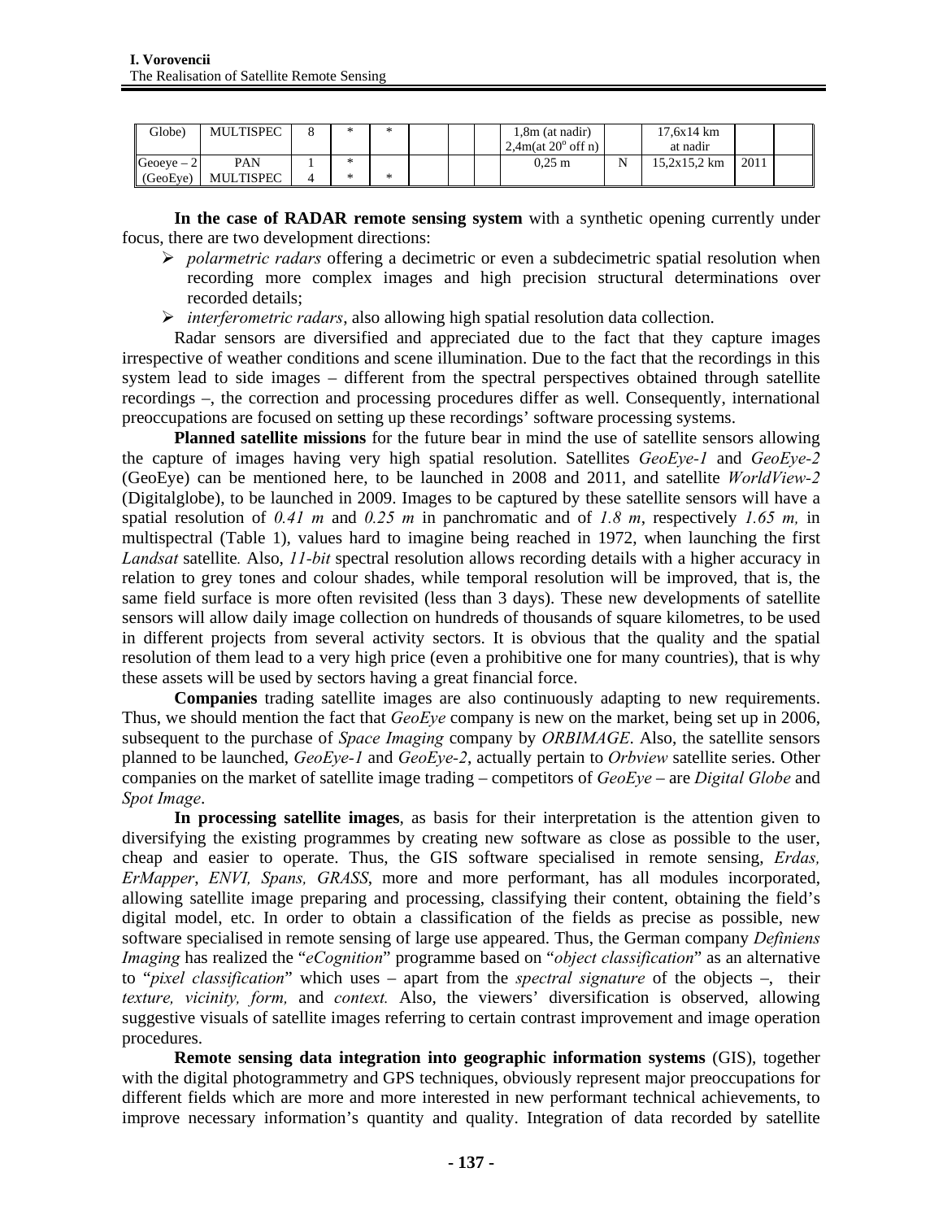| Globe) | MULTISPEC | 8 | * | * | | | | 1,8m (at nadir) 2,4m(at 20° off n) | | 17,6x14 km at nadir | | |
|---|---|---|---|---|---|---|---|---|---|---|---|---|
| Geoeye – 2 | PAN | 1 | * | | | | | 0,25 m | N | 15,2x15,2 km | 2011 | |
| (GeoEye) | MULTISPEC | 4 | * | * | | | | | | | | |

**In the case of RADAR remote sensing system** with a synthetic opening currently under focus, there are two development directions:

- *polarmetric radars* offering a decimetric or even a subdecimetric spatial resolution when recording more complex images and high precision structural determinations over recorded details;
- *interferometric radars*, also allowing high spatial resolution data collection.

Radar sensors are diversified and appreciated due to the fact that they capture images irrespective of weather conditions and scene illumination. Due to the fact that the recordings in this system lead to side images – different from the spectral perspectives obtained through satellite recordings –, the correction and processing procedures differ as well. Consequently, international preoccupations are focused on setting up these recordings' software processing systems.

**Planned satellite missions** for the future bear in mind the use of satellite sensors allowing the capture of images having very high spatial resolution. Satellites *GeoEye-1* and *GeoEye-2* (GeoEye) can be mentioned here, to be launched in 2008 and 2011, and satellite *WorldView-2* (Digitalglobe), to be launched in 2009. Images to be captured by these satellite sensors will have a spatial resolution of *0.41 m* and *0.25 m* in panchromatic and of *1.8 m*, respectively *1.65 m,* in multispectral (Table 1), values hard to imagine being reached in 1972, when launching the first *Landsat* satellite*.* Also, *11-bit* spectral resolution allows recording details with a higher accuracy in relation to grey tones and colour shades, while temporal resolution will be improved, that is, the same field surface is more often revisited (less than 3 days). These new developments of satellite sensors will allow daily image collection on hundreds of thousands of square kilometres, to be used in different projects from several activity sectors. It is obvious that the quality and the spatial resolution of them lead to a very high price (even a prohibitive one for many countries), that is why these assets will be used by sectors having a great financial force.

**Companies** trading satellite images are also continuously adapting to new requirements. Thus, we should mention the fact that *GeoEye* company is new on the market, being set up in 2006, subsequent to the purchase of *Space Imaging* company by *ORBIMAGE*. Also, the satellite sensors planned to be launched, *GeoEye-1* and *GeoEye-2*, actually pertain to *Orbview* satellite series. Other companies on the market of satellite image trading – competitors of *GeoEye* – are *Digital Globe* and *Spot Image*.

**In processing satellite images**, as basis for their interpretation is the attention given to diversifying the existing programmes by creating new software as close as possible to the user, cheap and easier to operate. Thus, the GIS software specialised in remote sensing, *Erdas, ErMapper*, *ENVI, Spans, GRASS*, more and more performant, has all modules incorporated, allowing satellite image preparing and processing, classifying their content, obtaining the field's digital model, etc. In order to obtain a classification of the fields as precise as possible, new software specialised in remote sensing of large use appeared. Thus, the German company *Definiens Imaging* has realized the "*eCognition*" programme based on "*object classification*" as an alternative to "*pixel classification*" which uses – apart from the *spectral signature* of the objects –, their *texture, vicinity, form,* and *context.* Also, the viewers' diversification is observed, allowing suggestive visuals of satellite images referring to certain contrast improvement and image operation procedures.

**Remote sensing data integration into geographic information systems** (GIS), together with the digital photogrammetry and GPS techniques, obviously represent major preoccupations for different fields which are more and more interested in new performant technical achievements, to improve necessary information's quantity and quality. Integration of data recorded by satellite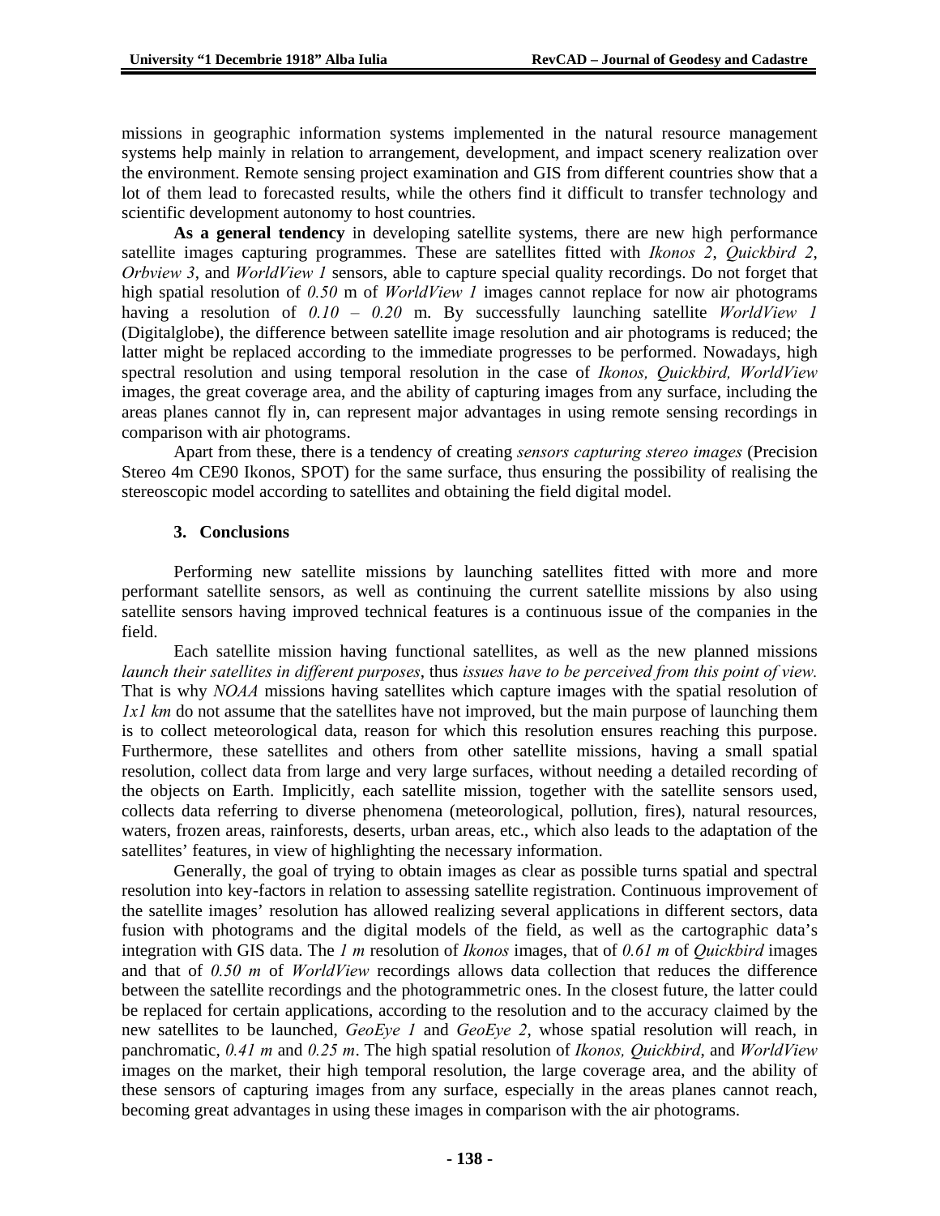missions in geographic information systems implemented in the natural resource management systems help mainly in relation to arrangement, development, and impact scenery realization over the environment. Remote sensing project examination and GIS from different countries show that a lot of them lead to forecasted results, while the others find it difficult to transfer technology and scientific development autonomy to host countries.

**As a general tendency** in developing satellite systems, there are new high performance satellite images capturing programmes. These are satellites fitted with *Ikonos 2*, *Quickbird 2*, *Orbview 3*, and *WorldView 1* sensors, able to capture special quality recordings. Do not forget that high spatial resolution of *0.50* m of *WorldView 1* images cannot replace for now air photograms having a resolution of *0.10 – 0.20* m. By successfully launching satellite *WorldView 1* (Digitalglobe), the difference between satellite image resolution and air photograms is reduced; the latter might be replaced according to the immediate progresses to be performed. Nowadays, high spectral resolution and using temporal resolution in the case of *Ikonos, Quickbird, WorldView* images, the great coverage area, and the ability of capturing images from any surface, including the areas planes cannot fly in, can represent major advantages in using remote sensing recordings in comparison with air photograms.

Apart from these, there is a tendency of creating *sensors capturing stereo images* (Precision Stereo 4m CE90 Ikonos, SPOT) for the same surface, thus ensuring the possibility of realising the stereoscopic model according to satellites and obtaining the field digital model.

## 3. Conclusions

Performing new satellite missions by launching satellites fitted with more and more performant satellite sensors, as well as continuing the current satellite missions by also using satellite sensors having improved technical features is a continuous issue of the companies in the field.

Each satellite mission having functional satellites, as well as the new planned missions *launch their satellites in different purposes*, thus *issues have to be perceived from this point of view.* That is why *NOAA* missions having satellites which capture images with the spatial resolution of *1x1 km* do not assume that the satellites have not improved, but the main purpose of launching them is to collect meteorological data, reason for which this resolution ensures reaching this purpose. Furthermore, these satellites and others from other satellite missions, having a small spatial resolution, collect data from large and very large surfaces, without needing a detailed recording of the objects on Earth. Implicitly, each satellite mission, together with the satellite sensors used, collects data referring to diverse phenomena (meteorological, pollution, fires), natural resources, waters, frozen areas, rainforests, deserts, urban areas, etc., which also leads to the adaptation of the satellites' features, in view of highlighting the necessary information.

Generally, the goal of trying to obtain images as clear as possible turns spatial and spectral resolution into key-factors in relation to assessing satellite registration. Continuous improvement of the satellite images' resolution has allowed realizing several applications in different sectors, data fusion with photograms and the digital models of the field, as well as the cartographic data's integration with GIS data. The *1 m* resolution of *Ikonos* images, that of *0.61 m* of *Quickbird* images and that of *0.50 m* of *WorldView* recordings allows data collection that reduces the difference between the satellite recordings and the photogrammetric ones. In the closest future, the latter could be replaced for certain applications, according to the resolution and to the accuracy claimed by the new satellites to be launched, *GeoEye 1* and *GeoEye 2*, whose spatial resolution will reach, in panchromatic, *0.41 m* and *0.25 m*. The high spatial resolution of *Ikonos, Quickbird*, and *WorldView* images on the market, their high temporal resolution, the large coverage area, and the ability of these sensors of capturing images from any surface, especially in the areas planes cannot reach, becoming great advantages in using these images in comparison with the air photograms.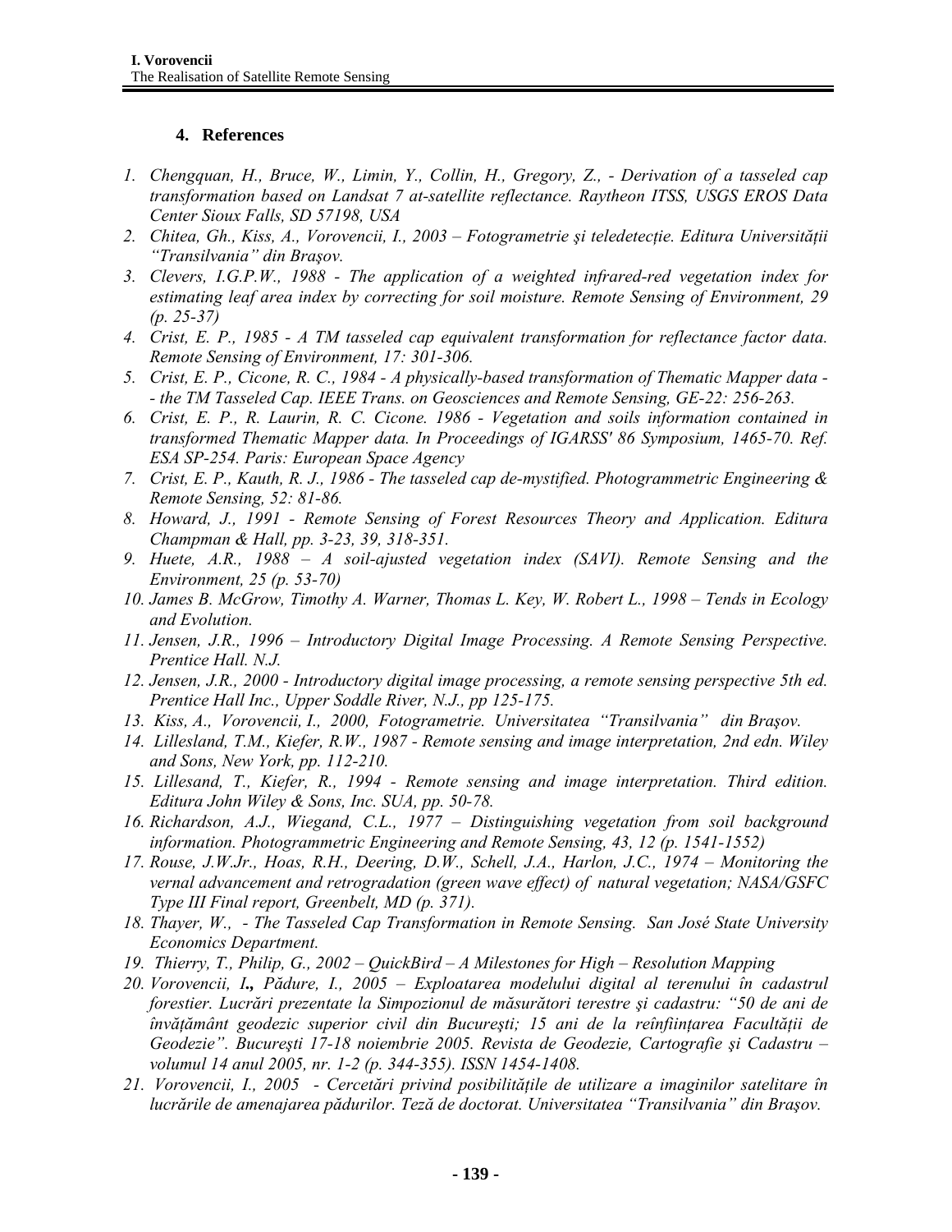### 4. References

1. *Chengquan, H., Bruce, W., Limin, Y., Collin, H., Gregory, Z., - Derivation of a tasseled cap transformation based on Landsat 7 at-satellite reflectance. Raytheon ITSS, USGS EROS Data Center Sioux Falls, SD 57198, USA*
2. *Chitea, Gh., Kiss, A., Vorovencii, I., 2003 – Fotogrametrie şi teledetecţie. Editura Universităţii "Transilvania" din Braşov.*
3. *Clevers, I.G.P.W., 1988 - The application of a weighted infrared-red vegetation index for estimating leaf area index by correcting for soil moisture. Remote Sensing of Environment, 29 (p. 25-37)*
4. *Crist, E. P., 1985 - A TM tasseled cap equivalent transformation for reflectance factor data. Remote Sensing of Environment, 17: 301-306.*
5. *Crist, E. P., Cicone, R. C., 1984 - A physically-based transformation of Thematic Mapper data -- the TM Tasseled Cap. IEEE Trans. on Geosciences and Remote Sensing, GE-22: 256-263.*
6. *Crist, E. P., R. Laurin, R. C. Cicone. 1986 - Vegetation and soils information contained in transformed Thematic Mapper data. In Proceedings of IGARSS' 86 Symposium, 1465-70. Ref. ESA SP-254. Paris: European Space Agency*
7. *Crist, E. P., Kauth, R. J., 1986 - The tasseled cap de-mystified. Photogrammetric Engineering & Remote Sensing, 52: 81-86.*
8. *Howard, J., 1991 - Remote Sensing of Forest Resources Theory and Application. Editura Champman & Hall, pp. 3-23, 39, 318-351.*
9. *Huete, A.R., 1988 – A soil-ajusted vegetation index (SAVI). Remote Sensing and the Environment, 25 (p. 53-70)*
10. *James B. McGrow, Timothy A. Warner, Thomas L. Key, W. Robert L., 1998 – Tends in Ecology and Evolution.*
11. *Jensen, J.R., 1996 – Introductory Digital Image Processing. A Remote Sensing Perspective. Prentice Hall. N.J.*
12. *Jensen, J.R., 2000 - Introductory digital image processing, a remote sensing perspective 5th ed. Prentice Hall Inc., Upper Soddle River, N.J., pp 125-175.*
13. *Kiss, A., Vorovencii, I., 2000, Fotogrametrie. Universitatea "Transilvania" din Braşov.*
14. *Lillesland, T.M., Kiefer, R.W., 1987 - Remote sensing and image interpretation, 2nd edn. Wiley and Sons, New York, pp. 112-210.*
15. *Lillesand, T., Kiefer, R., 1994 - Remote sensing and image interpretation. Third edition. Editura John Wiley & Sons, Inc. SUA, pp. 50-78.*
16. *Richardson, A.J., Wiegand, C.L., 1977 – Distinguishing vegetation from soil background information. Photogrammetric Engineering and Remote Sensing, 43, 12 (p. 1541-1552)*
17. *Rouse, J.W.Jr., Hoas, R.H., Deering, D.W., Schell, J.A., Harlon, J.C., 1974 – Monitoring the vernal advancement and retrogradation (green wave effect) of natural vegetation; NASA/GSFC Type III Final report, Greenbelt, MD (p. 371).*
18. *Thayer, W., - The Tasseled Cap Transformation in Remote Sensing. San José State University Economics Department.*
19. *Thierry, T., Philip, G., 2002 – QuickBird – A Milestones for High – Resolution Mapping*
20. *Vorovencii, I., Pădure, I., 2005 – Exploatarea modelului digital al terenului în cadastrul forestier. Lucrări prezentate la Simpozionul de măsurători terestre şi cadastru: "50 de ani de învăţământ geodezic superior civil din Bucureşti; 15 ani de la reînfiinţarea Facultăţii de Geodezie". Bucureşti 17-18 noiembrie 2005. Revista de Geodezie, Cartografie şi Cadastru – volumul 14 anul 2005, nr. 1-2 (p. 344-355). ISSN 1454-1408.*
21. *Vorovencii, I., 2005 - Cercetări privind posibilităţile de utilizare a imaginilor satelitare în lucrările de amenajarea pădurilor. Teză de doctorat. Universitatea "Transilvania" din Braşov.*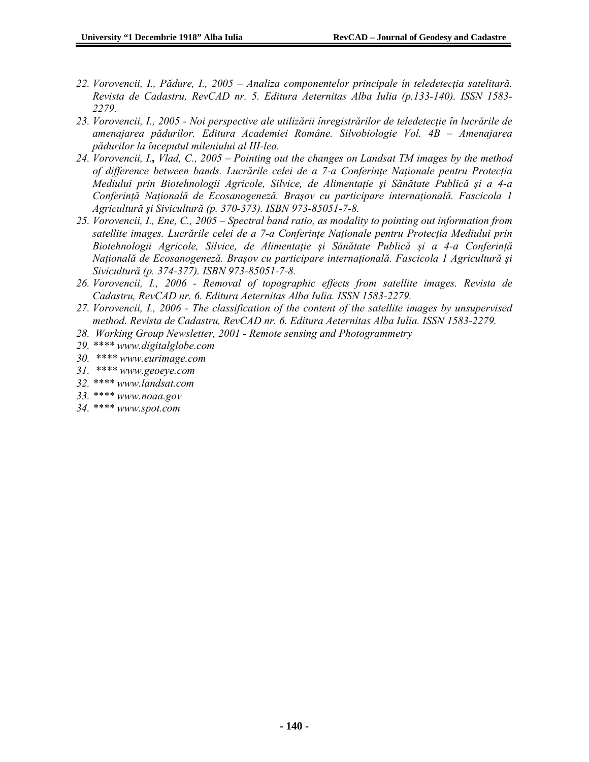22. *Vorovencii, I., Pădure, I., 2005 – Analiza componentelor principale în teledetecția satelitară. Revista de Cadastru, RevCAD nr. 5. Editura Aeternitas Alba Iulia (p.133-140). ISSN 1583-2279.*
23. *Vorovencii, I., 2005 - Noi perspective ale utilizării înregistrărilor de teledetecție în lucrările de amenajarea pădurilor. Editura Academiei Române. Silvobiologie Vol. 4B – Amenajarea pădurilor la începutul mileniului al III-lea.*
24. *Vorovencii, I.**,** Vlad, C., 2005 – Pointing out the changes on Landsat TM images by the method of difference between bands. Lucrările celei de a 7-a Conferințe Naționale pentru Protecția Mediului prin Biotehnologii Agricole, Silvice, de Alimentație şi Sănătate Publică şi a 4-a Conferință Națională de Ecosanogeneză. Braşov cu participare internațională. Fascicola 1 Agricultură şi Sivicultură (p. 370-373). ISBN 973-85051-7-8.*
25. *Vorovencii, I., Ene, C., 2005 – Spectral band ratio, as modality to pointing out information from satellite images. Lucrările celei de a 7-a Conferințe Naționale pentru Protecția Mediului prin Biotehnologii Agricole, Silvice, de Alimentație şi Sănătate Publică şi a 4-a Conferință Națională de Ecosanogeneză. Braşov cu participare internațională. Fascicola 1 Agricultură şi Sivicultură (p. 374-377). ISBN 973-85051-7-8.*
26. *Vorovencii, I., 2006 - Removal of topographic effects from satellite images. Revista de Cadastru, RevCAD nr. 6. Editura Aeternitas Alba Iulia. ISSN 1583-2279.*
27. *Vorovencii, I., 2006 - The classification of the content of the satellite images by unsupervised method. Revista de Cadastru, RevCAD nr. 6. Editura Aeternitas Alba Iulia. ISSN 1583-2279.*
28. *Working Group Newsletter, 2001 - Remote sensing and Photogrammetry*
29. *\*\*\*\* www.digitalglobe.com*
30. *\*\*\*\* www.eurimage.com*
31. *\*\*\*\* www.geoeye.com*
32. *\*\*\*\* www.landsat.com*
33. *\*\*\*\* www.noaa.gov*
34. *\*\*\*\* www.spot.com*